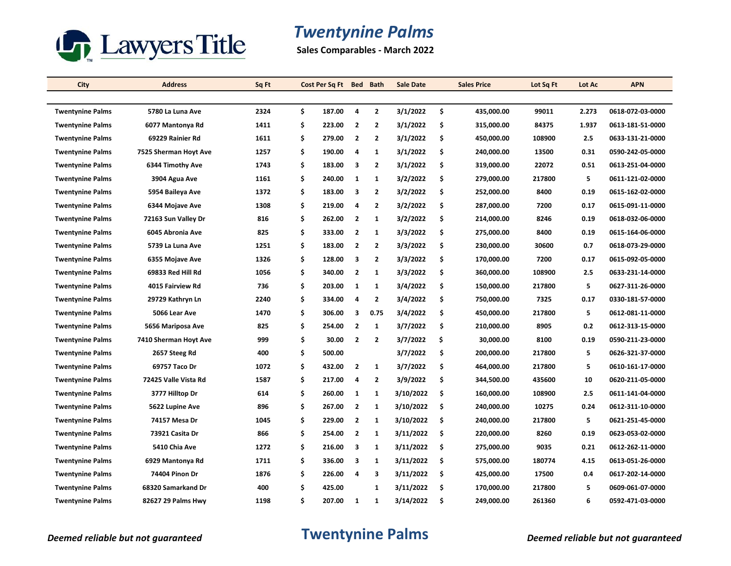Lawyers Title

# Twentynine Palms

**Sales Comparables - March 2022**

| City | Address | Sq Ft | Cost Per Sq Ft | Bed | Bath | Sale Date | Sales Price | Lot Sq Ft | Lot Ac | APN |
|---|---|---|---|---|---|---|---|---|---|---|
| Twentynine Palms | 5780 La Luna Ave | 2324 | $ 187.00 | 4 | 2 | 3/1/2022 | $ 435,000.00 | 99011 | 2.273 | 0618-072-03-0000 |
| Twentynine Palms | 6077 Mantonya Rd | 1411 | $ 223.00 | 2 | 2 | 3/1/2022 | $ 315,000.00 | 84375 | 1.937 | 0613-181-51-0000 |
| Twentynine Palms | 69229 Rainier Rd | 1611 | $ 279.00 | 2 | 2 | 3/1/2022 | $ 450,000.00 | 108900 | 2.5 | 0633-131-21-0000 |
| Twentynine Palms | 7525 Sherman Hoyt Ave | 1257 | $ 190.00 | 4 | 1 | 3/1/2022 | $ 240,000.00 | 13500 | 0.31 | 0590-242-05-0000 |
| Twentynine Palms | 6344 Timothy Ave | 1743 | $ 183.00 | 3 | 2 | 3/1/2022 | $ 319,000.00 | 22072 | 0.51 | 0613-251-04-0000 |
| Twentynine Palms | 3904 Agua Ave | 1161 | $ 240.00 | 1 | 1 | 3/2/2022 | $ 279,000.00 | 217800 | 5 | 0611-121-02-0000 |
| Twentynine Palms | 5954 Baileya Ave | 1372 | $ 183.00 | 3 | 2 | 3/2/2022 | $ 252,000.00 | 8400 | 0.19 | 0615-162-02-0000 |
| Twentynine Palms | 6344 Mojave Ave | 1308 | $ 219.00 | 4 | 2 | 3/2/2022 | $ 287,000.00 | 7200 | 0.17 | 0615-091-11-0000 |
| Twentynine Palms | 72163 Sun Valley Dr | 816 | $ 262.00 | 2 | 1 | 3/2/2022 | $ 214,000.00 | 8246 | 0.19 | 0618-032-06-0000 |
| Twentynine Palms | 6045 Abronia Ave | 825 | $ 333.00 | 2 | 1 | 3/3/2022 | $ 275,000.00 | 8400 | 0.19 | 0615-164-06-0000 |
| Twentynine Palms | 5739 La Luna Ave | 1251 | $ 183.00 | 2 | 2 | 3/3/2022 | $ 230,000.00 | 30600 | 0.7 | 0618-073-29-0000 |
| Twentynine Palms | 6355 Mojave Ave | 1326 | $ 128.00 | 3 | 2 | 3/3/2022 | $ 170,000.00 | 7200 | 0.17 | 0615-092-05-0000 |
| Twentynine Palms | 69833 Red Hill Rd | 1056 | $ 340.00 | 2 | 1 | 3/3/2022 | $ 360,000.00 | 108900 | 2.5 | 0633-231-14-0000 |
| Twentynine Palms | 4015 Fairview Rd | 736 | $ 203.00 | 1 | 1 | 3/4/2022 | $ 150,000.00 | 217800 | 5 | 0627-311-26-0000 |
| Twentynine Palms | 29729 Kathryn Ln | 2240 | $ 334.00 | 4 | 2 | 3/4/2022 | $ 750,000.00 | 7325 | 0.17 | 0330-181-57-0000 |
| Twentynine Palms | 5066 Lear Ave | 1470 | $ 306.00 | 3 | 0.75 | 3/4/2022 | $ 450,000.00 | 217800 | 5 | 0612-081-11-0000 |
| Twentynine Palms | 5656 Mariposa Ave | 825 | $ 254.00 | 2 | 1 | 3/7/2022 | $ 210,000.00 | 8905 | 0.2 | 0612-313-15-0000 |
| Twentynine Palms | 7410 Sherman Hoyt Ave | 999 | $ 30.00 | 2 | 2 | 3/7/2022 | $ 30,000.00 | 8100 | 0.19 | 0590-211-23-0000 |
| Twentynine Palms | 2657 Steeg Rd | 400 | $ 500.00 | | | 3/7/2022 | $ 200,000.00 | 217800 | 5 | 0626-321-37-0000 |
| Twentynine Palms | 69757 Taco Dr | 1072 | $ 432.00 | 2 | 1 | 3/7/2022 | $ 464,000.00 | 217800 | 5 | 0610-161-17-0000 |
| Twentynine Palms | 72425 Valle Vista Rd | 1587 | $ 217.00 | 4 | 2 | 3/9/2022 | $ 344,500.00 | 435600 | 10 | 0620-211-05-0000 |
| Twentynine Palms | 3777 Hilltop Dr | 614 | $ 260.00 | 1 | 1 | 3/10/2022 | $ 160,000.00 | 108900 | 2.5 | 0611-141-04-0000 |
| Twentynine Palms | 5622 Lupine Ave | 896 | $ 267.00 | 2 | 1 | 3/10/2022 | $ 240,000.00 | 10275 | 0.24 | 0612-311-10-0000 |
| Twentynine Palms | 74157 Mesa Dr | 1045 | $ 229.00 | 2 | 1 | 3/10/2022 | $ 240,000.00 | 217800 | 5 | 0621-251-45-0000 |
| Twentynine Palms | 73921 Casita Dr | 866 | $ 254.00 | 2 | 1 | 3/11/2022 | $ 220,000.00 | 8260 | 0.19 | 0623-053-02-0000 |
| Twentynine Palms | 5410 Chia Ave | 1272 | $ 216.00 | 3 | 1 | 3/11/2022 | $ 275,000.00 | 9035 | 0.21 | 0612-262-11-0000 |
| Twentynine Palms | 6929 Mantonya Rd | 1711 | $ 336.00 | 3 | 1 | 3/11/2022 | $ 575,000.00 | 180774 | 4.15 | 0613-051-26-0000 |
| Twentynine Palms | 74404 Pinon Dr | 1876 | $ 226.00 | 4 | 3 | 3/11/2022 | $ 425,000.00 | 17500 | 0.4 | 0617-202-14-0000 |
| Twentynine Palms | 68320 Samarkand Dr | 400 | $ 425.00 | | 1 | 3/11/2022 | $ 170,000.00 | 217800 | 5 | 0609-061-07-0000 |
| Twentynine Palms | 82627 29 Palms Hwy | 1198 | $ 207.00 | 1 | 1 | 3/14/2022 | $ 249,000.00 | 261360 | 6 | 0592-471-03-0000 |

*Deemed reliable but not guaranteed*

**Twentynine Palms**

*Deemed reliable but not guaranteed*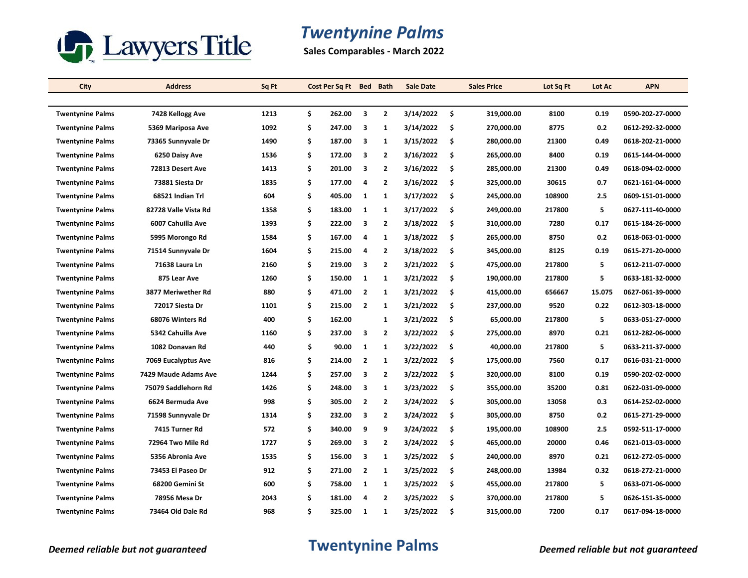# Twentynine Palms

**Sales Comparables - March 2022**

| City | Address | Sq Ft | Cost Per Sq Ft | Bed | Bath | Sale Date | Sales Price | Lot Sq Ft | Lot Ac | APN |
|---|---|---|---|---|---|---|---|---|---|---|
| Twentynine Palms | 7428 Kellogg Ave | 1213 | $ 262.00 | 3 | 2 | 3/14/2022 | $ 319,000.00 | 8100 | 0.19 | 0590-202-27-0000 |
| Twentynine Palms | 5369 Mariposa Ave | 1092 | $ 247.00 | 3 | 1 | 3/14/2022 | $ 270,000.00 | 8775 | 0.2 | 0612-292-32-0000 |
| Twentynine Palms | 73365 Sunnyvale Dr | 1490 | $ 187.00 | 3 | 1 | 3/15/2022 | $ 280,000.00 | 21300 | 0.49 | 0618-202-21-0000 |
| Twentynine Palms | 6250 Daisy Ave | 1536 | $ 172.00 | 3 | 2 | 3/16/2022 | $ 265,000.00 | 8400 | 0.19 | 0615-144-04-0000 |
| Twentynine Palms | 72813 Desert Ave | 1413 | $ 201.00 | 3 | 2 | 3/16/2022 | $ 285,000.00 | 21300 | 0.49 | 0618-094-02-0000 |
| Twentynine Palms | 73881 Siesta Dr | 1835 | $ 177.00 | 4 | 2 | 3/16/2022 | $ 325,000.00 | 30615 | 0.7 | 0621-161-04-0000 |
| Twentynine Palms | 68521 Indian Trl | 604 | $ 405.00 | 1 | 1 | 3/17/2022 | $ 245,000.00 | 108900 | 2.5 | 0609-151-01-0000 |
| Twentynine Palms | 82728 Valle Vista Rd | 1358 | $ 183.00 | 1 | 1 | 3/17/2022 | $ 249,000.00 | 217800 | 5 | 0627-111-40-0000 |
| Twentynine Palms | 6007 Cahuilla Ave | 1393 | $ 222.00 | 3 | 2 | 3/18/2022 | $ 310,000.00 | 7280 | 0.17 | 0615-184-26-0000 |
| Twentynine Palms | 5995 Morongo Rd | 1584 | $ 167.00 | 4 | 1 | 3/18/2022 | $ 265,000.00 | 8750 | 0.2 | 0618-063-01-0000 |
| Twentynine Palms | 71514 Sunnyvale Dr | 1604 | $ 215.00 | 4 | 2 | 3/18/2022 | $ 345,000.00 | 8125 | 0.19 | 0615-271-20-0000 |
| Twentynine Palms | 71638 Laura Ln | 2160 | $ 219.00 | 3 | 2 | 3/21/2022 | $ 475,000.00 | 217800 | 5 | 0612-211-07-0000 |
| Twentynine Palms | 875 Lear Ave | 1260 | $ 150.00 | 1 | 1 | 3/21/2022 | $ 190,000.00 | 217800 | 5 | 0633-181-32-0000 |
| Twentynine Palms | 3877 Meriwether Rd | 880 | $ 471.00 | 2 | 1 | 3/21/2022 | $ 415,000.00 | 656667 | 15.075 | 0627-061-39-0000 |
| Twentynine Palms | 72017 Siesta Dr | 1101 | $ 215.00 | 2 | 1 | 3/21/2022 | $ 237,000.00 | 9520 | 0.22 | 0612-303-18-0000 |
| Twentynine Palms | 68076 Winters Rd | 400 | $ 162.00 | | 1 | 3/21/2022 | $ 65,000.00 | 217800 | 5 | 0633-051-27-0000 |
| Twentynine Palms | 5342 Cahuilla Ave | 1160 | $ 237.00 | 3 | 2 | 3/22/2022 | $ 275,000.00 | 8970 | 0.21 | 0612-282-06-0000 |
| Twentynine Palms | 1082 Donavan Rd | 440 | $ 90.00 | 1 | 1 | 3/22/2022 | $ 40,000.00 | 217800 | 5 | 0633-211-37-0000 |
| Twentynine Palms | 7069 Eucalyptus Ave | 816 | $ 214.00 | 2 | 1 | 3/22/2022 | $ 175,000.00 | 7560 | 0.17 | 0616-031-21-0000 |
| Twentynine Palms | 7429 Maude Adams Ave | 1244 | $ 257.00 | 3 | 2 | 3/22/2022 | $ 320,000.00 | 8100 | 0.19 | 0590-202-02-0000 |
| Twentynine Palms | 75079 Saddlehorn Rd | 1426 | $ 248.00 | 3 | 1 | 3/23/2022 | $ 355,000.00 | 35200 | 0.81 | 0622-031-09-0000 |
| Twentynine Palms | 6624 Bermuda Ave | 998 | $ 305.00 | 2 | 2 | 3/24/2022 | $ 305,000.00 | 13058 | 0.3 | 0614-252-02-0000 |
| Twentynine Palms | 71598 Sunnyvale Dr | 1314 | $ 232.00 | 3 | 2 | 3/24/2022 | $ 305,000.00 | 8750 | 0.2 | 0615-271-29-0000 |
| Twentynine Palms | 7415 Turner Rd | 572 | $ 340.00 | 9 | 9 | 3/24/2022 | $ 195,000.00 | 108900 | 2.5 | 0592-511-17-0000 |
| Twentynine Palms | 72964 Two Mile Rd | 1727 | $ 269.00 | 3 | 2 | 3/24/2022 | $ 465,000.00 | 20000 | 0.46 | 0621-013-03-0000 |
| Twentynine Palms | 5356 Abronia Ave | 1535 | $ 156.00 | 3 | 1 | 3/25/2022 | $ 240,000.00 | 8970 | 0.21 | 0612-272-05-0000 |
| Twentynine Palms | 73453 El Paseo Dr | 912 | $ 271.00 | 2 | 1 | 3/25/2022 | $ 248,000.00 | 13984 | 0.32 | 0618-272-21-0000 |
| Twentynine Palms | 68200 Gemini St | 600 | $ 758.00 | 1 | 1 | 3/25/2022 | $ 455,000.00 | 217800 | 5 | 0633-071-06-0000 |
| Twentynine Palms | 78956 Mesa Dr | 2043 | $ 181.00 | 4 | 2 | 3/25/2022 | $ 370,000.00 | 217800 | 5 | 0626-151-35-0000 |
| Twentynine Palms | 73464 Old Dale Rd | 968 | $ 325.00 | 1 | 1 | 3/25/2022 | $ 315,000.00 | 7200 | 0.17 | 0617-094-18-0000 |

*Deemed reliable but not guaranteed*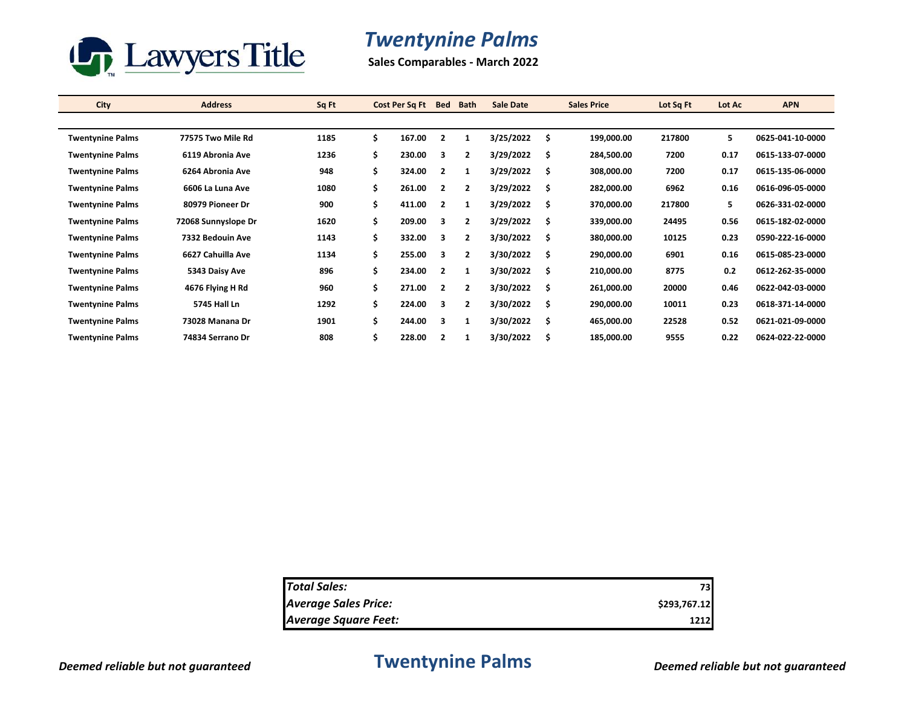Lawyers Title

# Twentynine Palms

**Sales Comparables - March 2022**

| City | Address | Sq Ft | Cost Per Sq Ft | Bed | Bath | Sale Date | Sales Price | Lot Sq Ft | Lot Ac | APN |
|---|---|---|---|---|---|---|---|---|---|---|
| Twentynine Palms | 77575 Two Mile Rd | 1185 | $ 167.00 | 2 | 1 | 3/25/2022 | $ 199,000.00 | 217800 | 5 | 0625-041-10-0000 |
| Twentynine Palms | 6119 Abronia Ave | 1236 | $ 230.00 | 3 | 2 | 3/29/2022 | $ 284,500.00 | 7200 | 0.17 | 0615-133-07-0000 |
| Twentynine Palms | 6264 Abronia Ave | 948 | $ 324.00 | 2 | 1 | 3/29/2022 | $ 308,000.00 | 7200 | 0.17 | 0615-135-06-0000 |
| Twentynine Palms | 6606 La Luna Ave | 1080 | $ 261.00 | 2 | 2 | 3/29/2022 | $ 282,000.00 | 6962 | 0.16 | 0616-096-05-0000 |
| Twentynine Palms | 80979 Pioneer Dr | 900 | $ 411.00 | 2 | 1 | 3/29/2022 | $ 370,000.00 | 217800 | 5 | 0626-331-02-0000 |
| Twentynine Palms | 72068 Sunnyslope Dr | 1620 | $ 209.00 | 3 | 2 | 3/29/2022 | $ 339,000.00 | 24495 | 0.56 | 0615-182-02-0000 |
| Twentynine Palms | 7332 Bedouin Ave | 1143 | $ 332.00 | 3 | 2 | 3/30/2022 | $ 380,000.00 | 10125 | 0.23 | 0590-222-16-0000 |
| Twentynine Palms | 6627 Cahuilla Ave | 1134 | $ 255.00 | 3 | 2 | 3/30/2022 | $ 290,000.00 | 6901 | 0.16 | 0615-085-23-0000 |
| Twentynine Palms | 5343 Daisy Ave | 896 | $ 234.00 | 2 | 1 | 3/30/2022 | $ 210,000.00 | 8775 | 0.2 | 0612-262-35-0000 |
| Twentynine Palms | 4676 Flying H Rd | 960 | $ 271.00 | 2 | 2 | 3/30/2022 | $ 261,000.00 | 20000 | 0.46 | 0622-042-03-0000 |
| Twentynine Palms | 5745 Hall Ln | 1292 | $ 224.00 | 3 | 2 | 3/30/2022 | $ 290,000.00 | 10011 | 0.23 | 0618-371-14-0000 |
| Twentynine Palms | 73028 Manana Dr | 1901 | $ 244.00 | 3 | 1 | 3/30/2022 | $ 465,000.00 | 22528 | 0.52 | 0621-021-09-0000 |
| Twentynine Palms | 74834 Serrano Dr | 808 | $ 228.00 | 2 | 1 | 3/30/2022 | $ 185,000.00 | 9555 | 0.22 | 0624-022-22-0000 |

| | |
|---|---|
| *Total Sales:* | 73 |
| *Average Sales Price:* | $293,767.12 |
| *Average Square Feet:* | 1212 |

*Deemed reliable but not guaranteed* **Twentynine Palms** *Deemed reliable but not guaranteed*